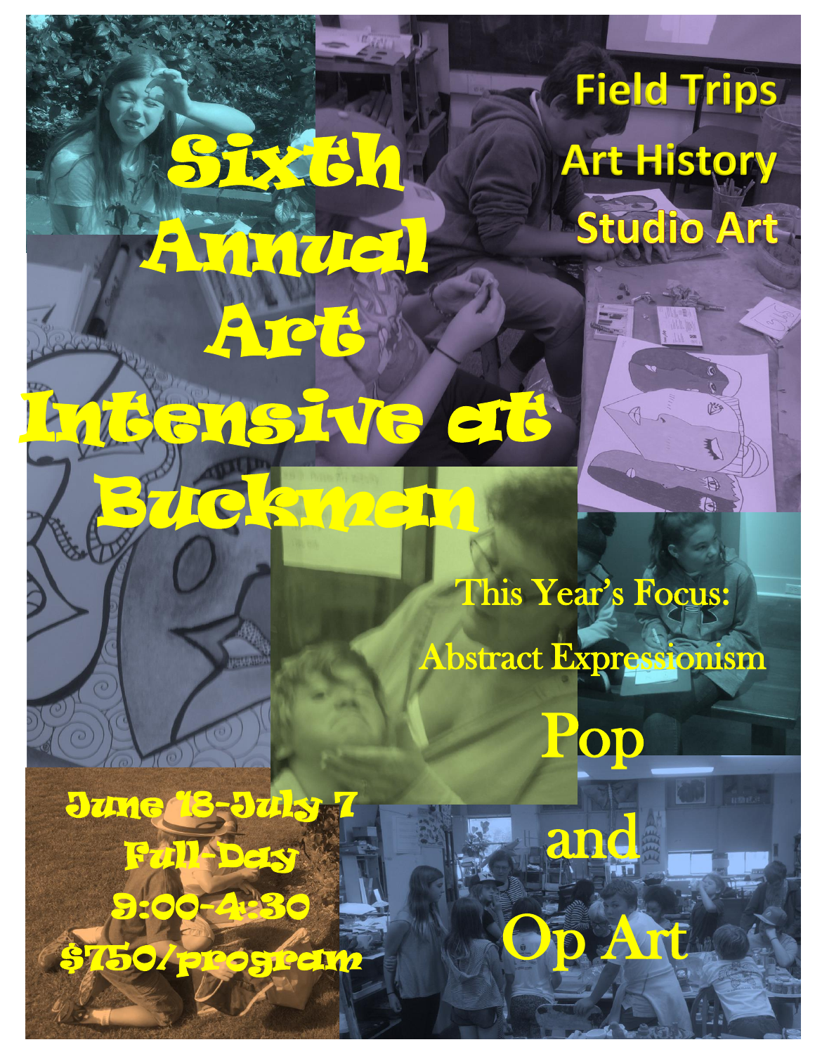# Sixth Annual Art Intensive at Buckman

Field Trips

Art History

Studio Art

This Year's Focus:

Abstract Expressionism

Pop

and

Op Art

June 18-July 7

Full-Day

9:00-4:30

$750/program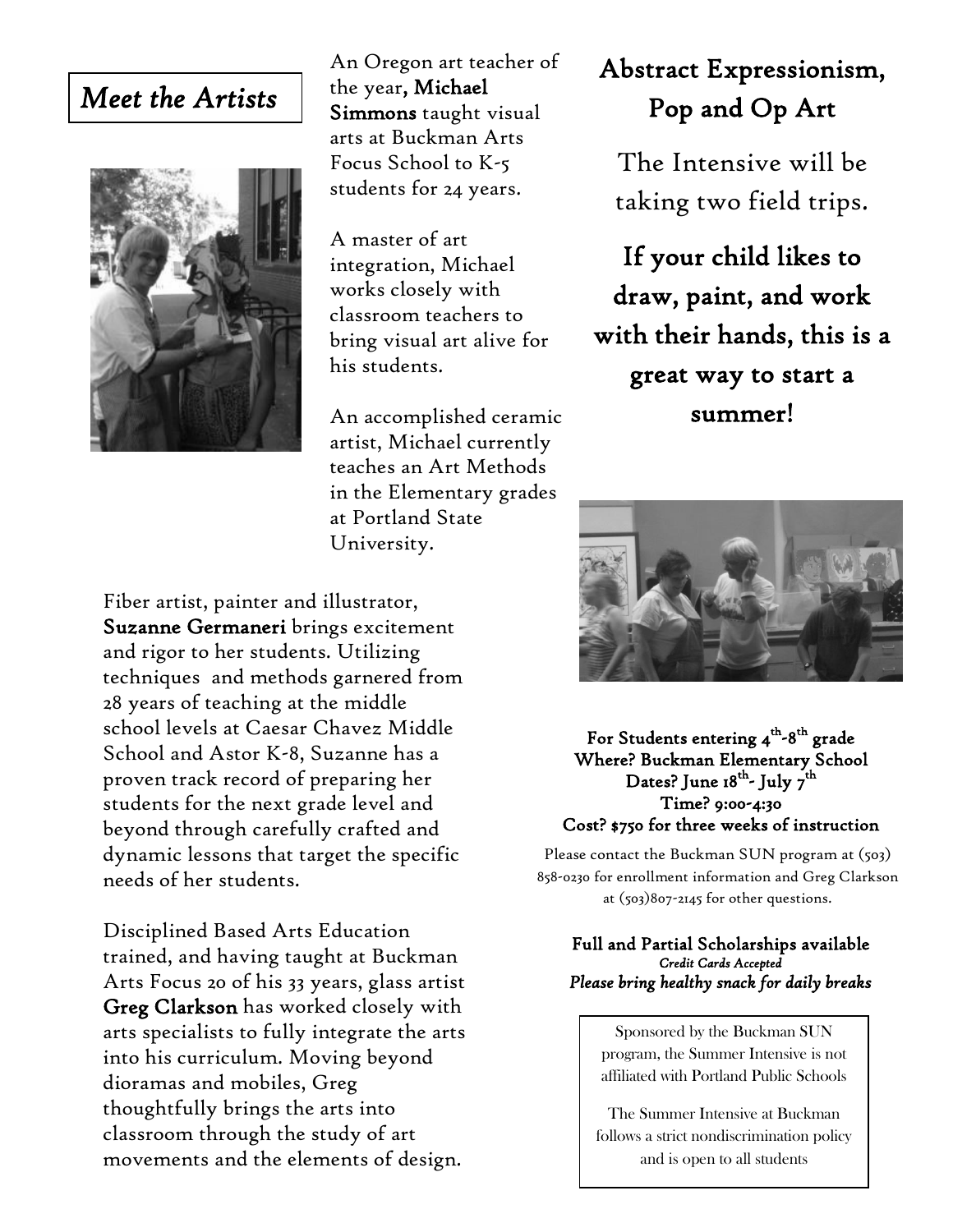## *Meet the Artists*

An Oregon art teacher of the year, **Michael Simmons** taught visual arts at Buckman Arts Focus School to K-5 students for 24 years.

A master of art integration, Michael works closely with classroom teachers to bring visual art alive for his students.

An accomplished ceramic artist, Michael currently teaches an Art Methods in the Elementary grades at Portland State University.

Fiber artist, painter and illustrator, **Suzanne Germaneri** brings excitement and rigor to her students. Utilizing techniques and methods garnered from 28 years of teaching at the middle school levels at Caesar Chavez Middle School and Astor K-8, Suzanne has a proven track record of preparing her students for the next grade level and beyond through carefully crafted and dynamic lessons that target the specific needs of her students.

Disciplined Based Arts Education trained, and having taught at Buckman Arts Focus 20 of his 33 years, glass artist **Greg Clarkson** has worked closely with arts specialists to fully integrate the arts into his curriculum. Moving beyond dioramas and mobiles, Greg thoughtfully brings the arts into classroom through the study of art movements and the elements of design.

## Abstract Expressionism, Pop and Op Art

The Intensive will be taking two field trips.

**If your child likes to draw, paint, and work with their hands, this is a great way to start a summer!**

**For Students entering 4th-8th grade**
**Where? Buckman Elementary School**
**Dates? June 18th- July 7th**
**Time? 9:00-4:30**
**Cost? $750 for three weeks of instruction**

Please contact the Buckman SUN program at (503) 858-0230 for enrollment information and Greg Clarkson at (503)807-2145 for other questions.

**Full and Partial Scholarships available**
***Credit Cards Accepted***
***Please bring healthy snack for daily breaks***

Sponsored by the Buckman SUN program, the Summer Intensive is not affiliated with Portland Public Schools

The Summer Intensive at Buckman follows a strict nondiscrimination policy and is open to all students